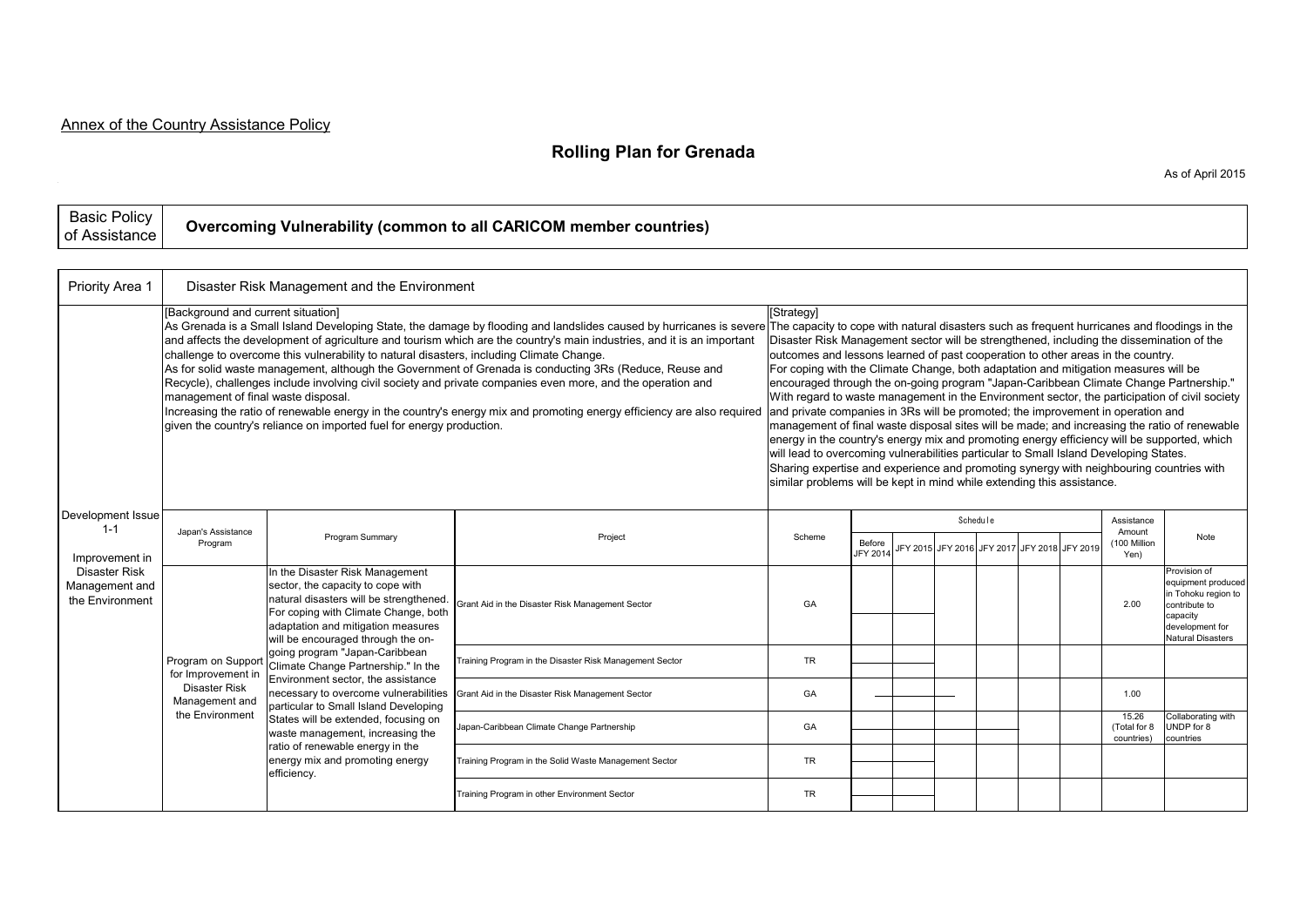Annex of the Country Assistance Policy

# Rolling Plan for Grenada

As of April 2015

| Basic Policy of Assistance | **Overcoming Vulnerability (common to all CARICOM member countries)** |
|---|---|

| Priority Area 1 | Disaster Risk Management and the Environment |
|---|---|

**[Background and current situation]**

As Grenada is a Small Island Developing State, the damage by flooding and landslides caused by hurricanes is severe and affects the development of agriculture and tourism which are the country's main industries, and it is an important challenge to overcome this vulnerability to natural disasters, including Climate Change.
As for solid waste management, although the Government of Grenada is conducting 3Rs (Reduce, Reuse and Recycle), challenges include involving civil society and private companies even more, and the operation and management of final waste disposal.
Increasing the ratio of renewable energy in the country's energy mix and promoting energy efficiency are also required given the country's reliance on imported fuel for energy production.

**[Strategy]**

The capacity to cope with natural disasters such as frequent hurricanes and floodings in the Disaster Risk Management sector will be strengthened, including the dissemination of the outcomes and lessons learned of past cooperation to other areas in the country.
For coping with the Climate Change, both adaptation and mitigation measures will be encouraged through the on-going program "Japan-Caribbean Climate Change Partnership."
With regard to waste management in the Environment sector, the participation of civil society and private companies in 3Rs will be promoted; the improvement in operation and management of final waste disposal sites will be made; and increasing the ratio of renewable energy in the country's energy mix and promoting energy efficiency will be supported, which will lead to overcoming vulnerabilities particular to Small Island Developing States.
Sharing expertise and experience and promoting synergy with neighbouring countries with similar problems will be kept in mind while extending this assistance.

| Development Issue | Japan's Assistance Program | Program Summary | Project | Scheme | Schedule: Before JFY 2014 | JFY 2015 | JFY 2016 | JFY 2017 | JFY 2018 | JFY 2019 | Assistance Amount (100 Million Yen) | Note |
|---|---|---|---|---|---|---|---|---|---|---|---|---|
| 1-1 Improvement in Disaster Risk Management and the Environment | Program on Support for Improvement in Disaster Risk Management and the Environment | In the Disaster Risk Management sector, the capacity to cope with natural disasters will be strengthened. For coping with Climate Change, both adaptation and mitigation measures will be encouraged through the on-going program "Japan-Caribbean Climate Change Partnership." In the Environment sector, the assistance necessary to overcome vulnerabilities particular to Small Island Developing States will be extended, focusing on waste management, increasing the ratio of renewable energy in the energy mix and promoting energy efficiency. | Grant Aid in the Disaster Risk Management Sector | GA | | | | | | | 2.00 | Provision of equipment produced in Tohoku region to contribute to capacity development for Natural Disasters |
| | | | Training Program in the Disaster Risk Management Sector | TR | | | | | | | | |
| | | | Grant Aid in the Disaster Risk Management Sector | GA | | | | | | | 1.00 | |
| | | | Japan-Caribbean Climate Change Partnership | GA | | | | | | | 15.26 (Total for 8 countries) | Collaborating with UNDP for 8 countries |
| | | | Training Program in the Solid Waste Management Sector | TR | | | | | | | | |
| | | | Training Program in other Environment Sector | TR | | | | | | | | |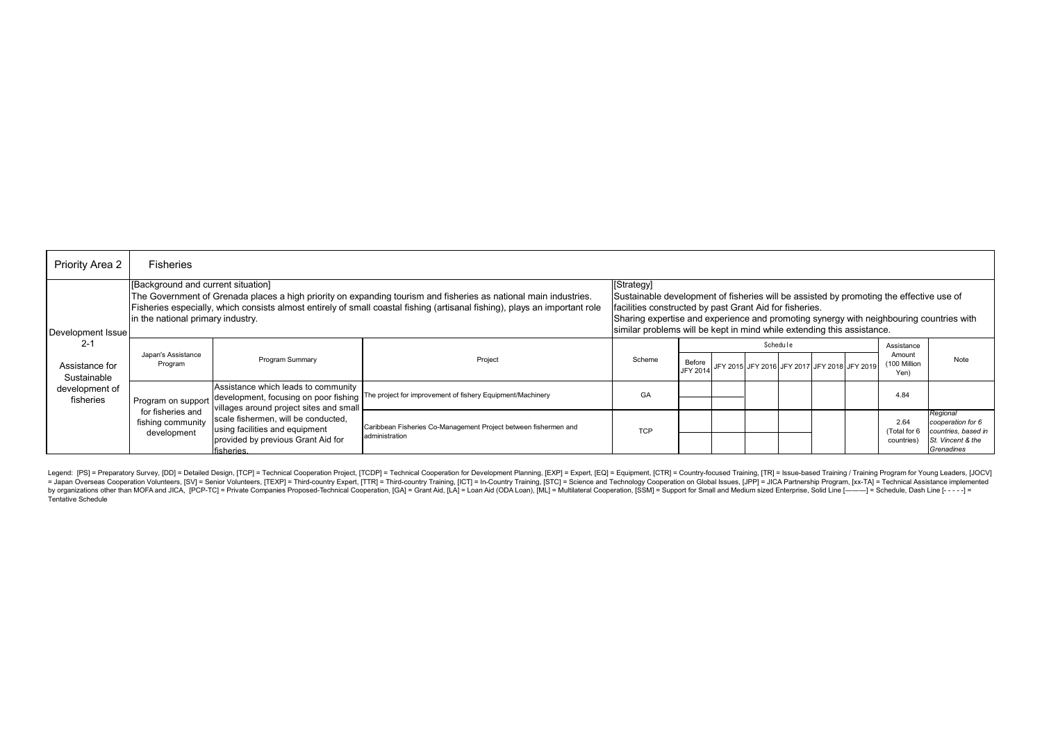| Priority Area 2 | Fisheries | | | | | | | | | | | |
|---|---|---|---|---|---|---|---|---|---|---|---|---|
| Development Issue 2-1 Assistance for Sustainable development of fisheries | [Background and current situation] The Government of Grenada places a high priority on expanding tourism and fisheries as national main industries. Fisheries especially, which consists almost entirely of small coastal fishing (artisanal fishing), plays an important role in the national primary industry. | | | [Strategy] Sustainable development of fisheries will be assisted by promoting the effective use of facilities constructed by past Grant Aid for fisheries. Sharing expertise and experience and promoting synergy with neighbouring countries with similar problems will be kept in mind while extending this assistance. | | | | | | | | |
| | Japan's Assistance Program | Program Summary | Project | Scheme | Schedule | | | | | | Assistance Amount (100 Million Yen) | Note |
| | | | | | Before JFY 2014 | JFY 2015 | JFY 2016 | JFY 2017 | JFY 2018 | JFY 2019 | | |
| | Program on support for fisheries and fishing community development | Assistance which leads to community development, focusing on poor fishing villages around project sites and small scale fishermen, will be conducted, using facilities and equipment provided by previous Grant Aid for fisheries. | The project for improvement of fishery Equipment/Machinery | GA | | | | | | | 4.84 | |
| | | | Caribbean Fisheries Co-Management Project between fishermen and administration | TCP | | | | | | | 2.64 (Total for 6 countries) | *Regional cooperation for 6 countries, based in St. Vincent & the Grenadines* |

Legend: [PS] = Preparatory Survey, [DD] = Detailed Design, [TCP] = Technical Cooperation Project, [TCDP] = Technical Cooperation for Development Planning, [EXP] = Expert, [EQ] = Equipment, [CTR] = Country-focused Training, [TR] = Issue-based Training / Training Program for Young Leaders, [JOCV] = Japan Overseas Cooperation Volunteers, [SV] = Senior Volunteers, [TEXP] = Third-country Expert, [TTR] = Third-country Training, [ICT] = In-Country Training, [STC] = Science and Technology Cooperation on Global Issues, [JPP] = JICA Partnership Program, [xx-TA] = Technical Assistance implemented by organizations other than MOFA and JICA, [PCP-TC] = Private Companies Proposed-Technical Cooperation, [GA] = Grant Aid, [LA] = Loan Aid (ODA Loan), [ML] = Multilateral Cooperation, [SSM] = Support for Small and Medium sized Enterprise, Solid Line [———] = Schedule, Dash Line [- - - - -] = Tentative Schedule